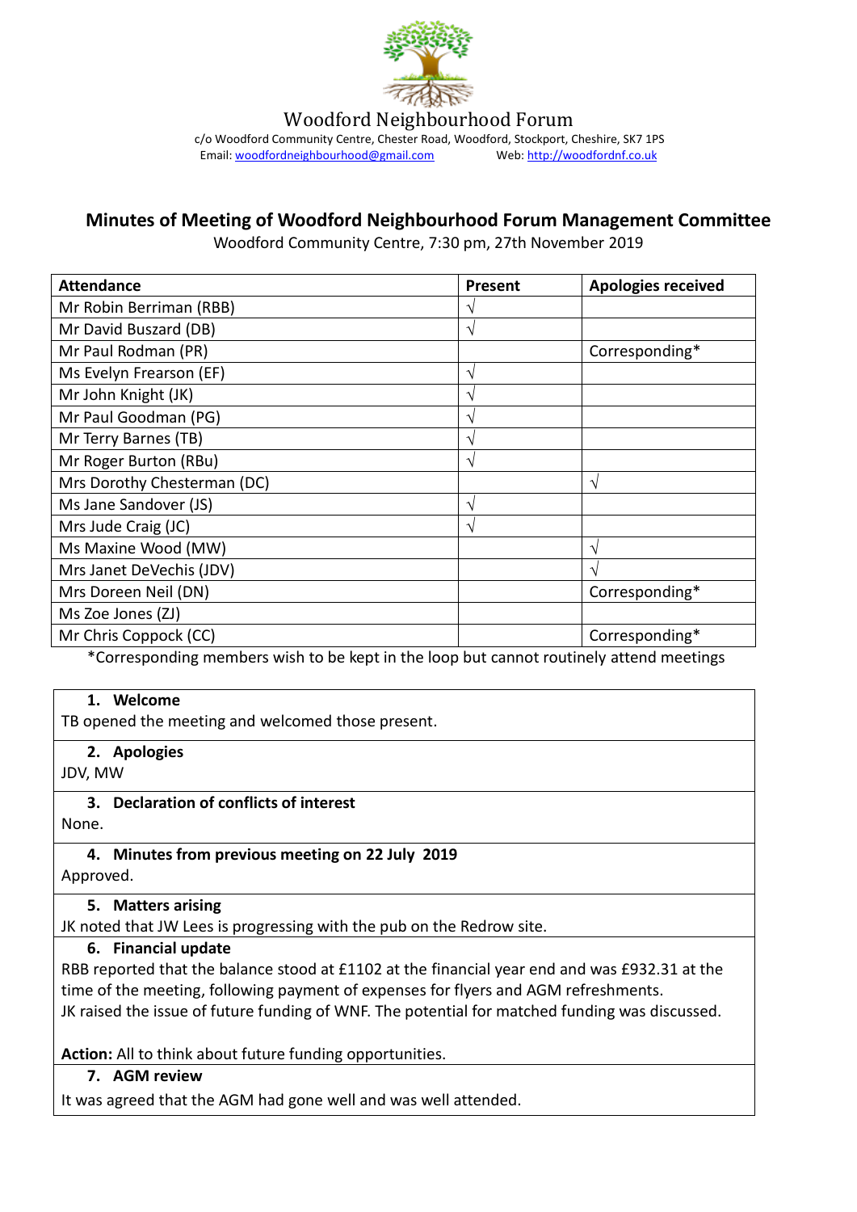# Woodford Neighbourhood Forum

c/o Woodford Community Centre, Chester Road, Woodford, Stockport, Cheshire, SK7 1PS
Email: woodfordneighbourhood@gmail.com Web: http://woodfordnf.co.uk

## Minutes of Meeting of Woodford Neighbourhood Forum Management Committee

Woodford Community Centre, 7:30 pm, 27th November 2019

| Attendance | Present | Apologies received |
|---|---|---|
| Mr Robin Berriman (RBB) | √ | |
| Mr David Buszard (DB) | √ | |
| Mr Paul Rodman (PR) | | Corresponding* |
| Ms Evelyn Frearson (EF) | √ | |
| Mr John Knight (JK) | √ | |
| Mr Paul Goodman (PG) | √ | |
| Mr Terry Barnes (TB) | √ | |
| Mr Roger Burton (RBu) | √ | |
| Mrs Dorothy Chesterman (DC) | | √ |
| Ms Jane Sandover (JS) | √ | |
| Mrs Jude Craig (JC) | √ | |
| Ms Maxine Wood (MW) | | √ |
| Mrs Janet DeVechis (JDV) | | √ |
| Mrs Doreen Neil (DN) | | Corresponding* |
| Ms Zoe Jones (ZJ) | | |
| Mr Chris Coppock (CC) | | Corresponding* |

*Corresponding members wish to be kept in the loop but cannot routinely attend meetings

### 1. Welcome

TB opened the meeting and welcomed those present.

### 2. Apologies

JDV, MW

### 3. Declaration of conflicts of interest

None.

### 4. Minutes from previous meeting on 22 July 2019

Approved.

### 5. Matters arising

JK noted that JW Lees is progressing with the pub on the Redrow site.

### 6. Financial update

RBB reported that the balance stood at £1102 at the financial year end and was £932.31 at the time of the meeting, following payment of expenses for flyers and AGM refreshments.
JK raised the issue of future funding of WNF. The potential for matched funding was discussed.

**Action:** All to think about future funding opportunities.

### 7. AGM review

It was agreed that the AGM had gone well and was well attended.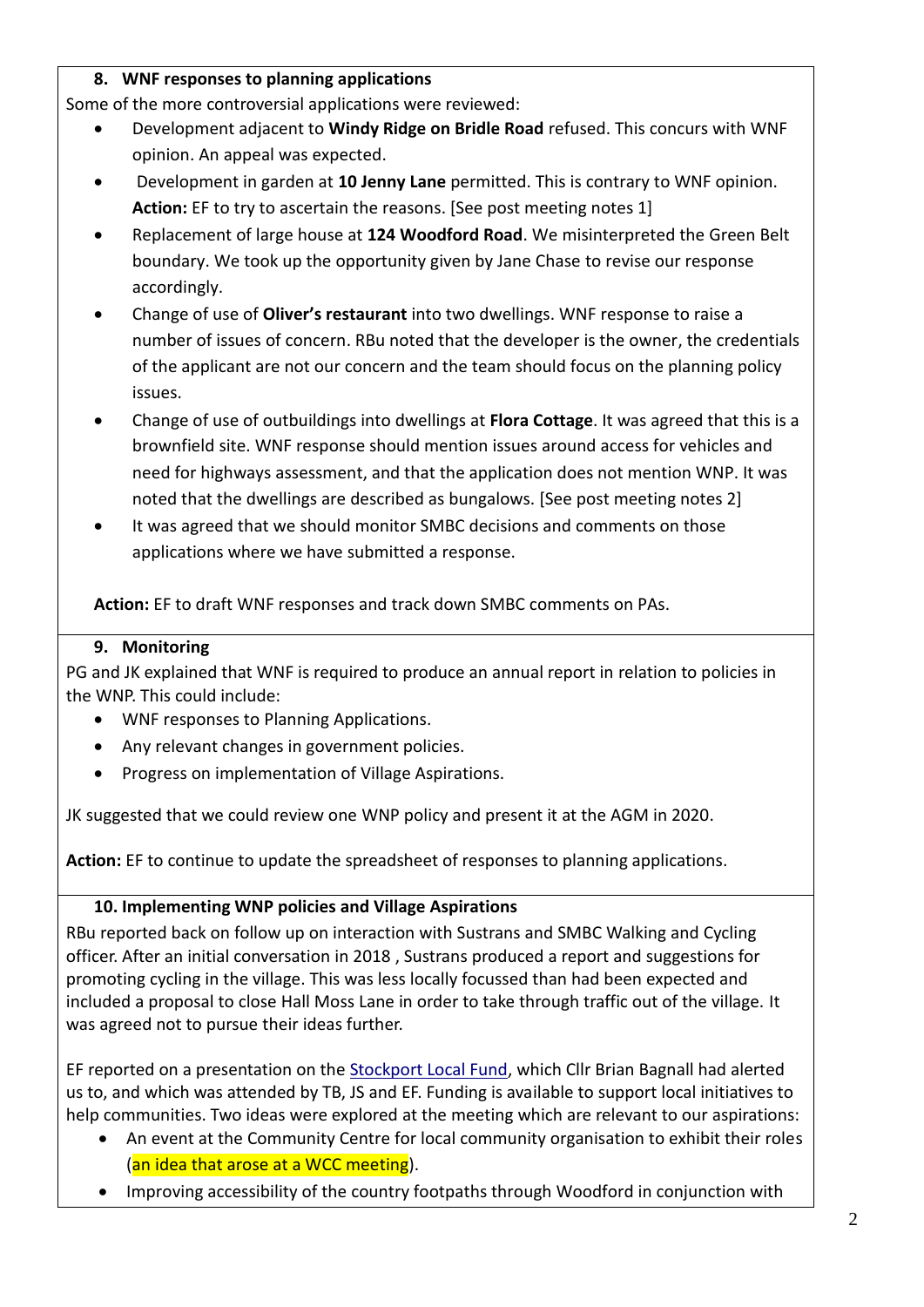## 8. WNF responses to planning applications

Some of the more controversial applications were reviewed:

- Development adjacent to **Windy Ridge on Bridle Road** refused. This concurs with WNF opinion. An appeal was expected.
- Development in garden at **10 Jenny Lane** permitted. This is contrary to WNF opinion. **Action:** EF to try to ascertain the reasons. [See post meeting notes 1]
- Replacement of large house at **124 Woodford Road**. We misinterpreted the Green Belt boundary. We took up the opportunity given by Jane Chase to revise our response accordingly.
- Change of use of **Oliver's restaurant** into two dwellings. WNF response to raise a number of issues of concern. RBu noted that the developer is the owner, the credentials of the applicant are not our concern and the team should focus on the planning policy issues.
- Change of use of outbuildings into dwellings at **Flora Cottage**. It was agreed that this is a brownfield site. WNF response should mention issues around access for vehicles and need for highways assessment, and that the application does not mention WNP. It was noted that the dwellings are described as bungalows. [See post meeting notes 2]
- It was agreed that we should monitor SMBC decisions and comments on those applications where we have submitted a response.

**Action:** EF to draft WNF responses and track down SMBC comments on PAs.

## 9. Monitoring

PG and JK explained that WNF is required to produce an annual report in relation to policies in the WNP. This could include:

- WNF responses to Planning Applications.
- Any relevant changes in government policies.
- Progress on implementation of Village Aspirations.

JK suggested that we could review one WNP policy and present it at the AGM in 2020.

**Action:** EF to continue to update the spreadsheet of responses to planning applications.

## 10. Implementing WNP policies and Village Aspirations

RBu reported back on follow up on interaction with Sustrans and SMBC Walking and Cycling officer. After an initial conversation in 2018 , Sustrans produced a report and suggestions for promoting cycling in the village. This was less locally focussed than had been expected and included a proposal to close Hall Moss Lane in order to take through traffic out of the village. It was agreed not to pursue their ideas further.

EF reported on a presentation on the Stockport Local Fund, which Cllr Brian Bagnall had alerted us to, and which was attended by TB, JS and EF. Funding is available to support local initiatives to help communities. Two ideas were explored at the meeting which are relevant to our aspirations:

- An event at the Community Centre for local community organisation to exhibit their roles (an idea that arose at a WCC meeting).
- Improving accessibility of the country footpaths through Woodford in conjunction with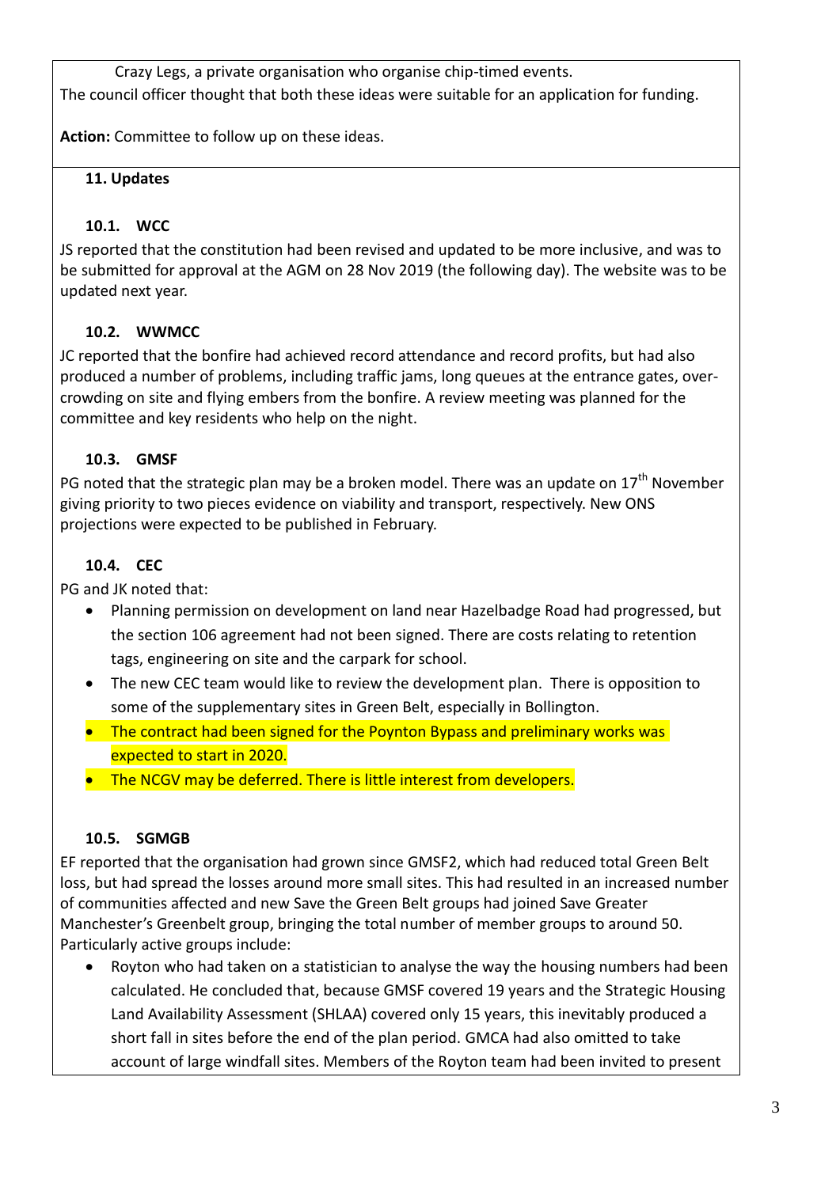Crazy Legs, a private organisation who organise chip-timed events.

The council officer thought that both these ideas were suitable for an application for funding.

**Action:** Committee to follow up on these ideas.

### 11. Updates

#### 10.1. WCC

JS reported that the constitution had been revised and updated to be more inclusive, and was to be submitted for approval at the AGM on 28 Nov 2019 (the following day). The website was to be updated next year.

#### 10.2. WWMCC

JC reported that the bonfire had achieved record attendance and record profits, but had also produced a number of problems, including traffic jams, long queues at the entrance gates, over-crowding on site and flying embers from the bonfire. A review meeting was planned for the committee and key residents who help on the night.

#### 10.3. GMSF

PG noted that the strategic plan may be a broken model. There was an update on 17th November giving priority to two pieces evidence on viability and transport, respectively. New ONS projections were expected to be published in February.

#### 10.4. CEC

PG and JK noted that:

- Planning permission on development on land near Hazelbadge Road had progressed, but the section 106 agreement had not been signed. There are costs relating to retention tags, engineering on site and the carpark for school.
- The new CEC team would like to review the development plan. There is opposition to some of the supplementary sites in Green Belt, especially in Bollington.
- The contract had been signed for the Poynton Bypass and preliminary works was expected to start in 2020.
- The NCGV may be deferred. There is little interest from developers.

#### 10.5. SGMGB

EF reported that the organisation had grown since GMSF2, which had reduced total Green Belt loss, but had spread the losses around more small sites. This had resulted in an increased number of communities affected and new Save the Green Belt groups had joined Save Greater Manchester's Greenbelt group, bringing the total number of member groups to around 50. Particularly active groups include:

- Royton who had taken on a statistician to analyse the way the housing numbers had been calculated. He concluded that, because GMSF covered 19 years and the Strategic Housing Land Availability Assessment (SHLAA) covered only 15 years, this inevitably produced a short fall in sites before the end of the plan period. GMCA had also omitted to take account of large windfall sites. Members of the Royton team had been invited to present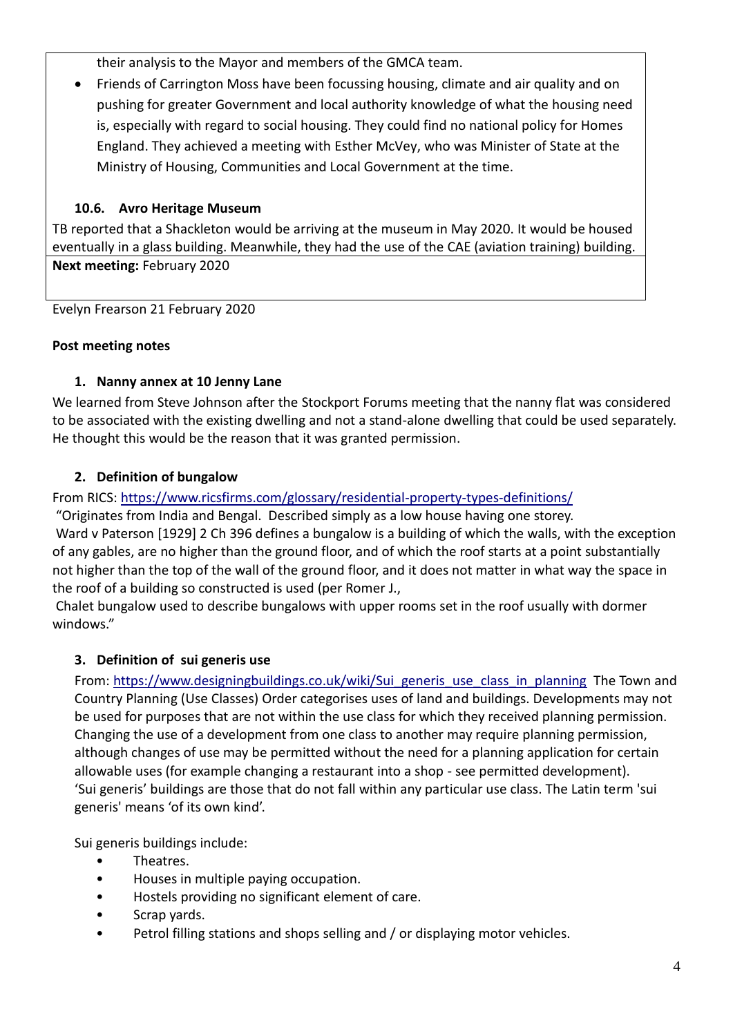their analysis to the Mayor and members of the GMCA team.

- Friends of Carrington Moss have been focussing housing, climate and air quality and on pushing for greater Government and local authority knowledge of what the housing need is, especially with regard to social housing. They could find no national policy for Homes England. They achieved a meeting with Esther McVey, who was Minister of State at the Ministry of Housing, Communities and Local Government at the time.

### 10.6. Avro Heritage Museum

TB reported that a Shackleton would be arriving at the museum in May 2020. It would be housed eventually in a glass building. Meanwhile, they had the use of the CAE (aviation training) building.

**Next meeting:** February 2020

Evelyn Frearson 21 February 2020

## Post meeting notes

### 1. Nanny annex at 10 Jenny Lane

We learned from Steve Johnson after the Stockport Forums meeting that the nanny flat was considered to be associated with the existing dwelling and not a stand-alone dwelling that could be used separately. He thought this would be the reason that it was granted permission.

### 2. Definition of bungalow

From RICS: https://www.ricsfirms.com/glossary/residential-property-types-definitions/

"Originates from India and Bengal. Described simply as a low house having one storey.

Ward v Paterson [1929] 2 Ch 396 defines a bungalow is a building of which the walls, with the exception of any gables, are no higher than the ground floor, and of which the roof starts at a point substantially not higher than the top of the wall of the ground floor, and it does not matter in what way the space in the roof of a building so constructed is used (per Romer J.,

Chalet bungalow used to describe bungalows with upper rooms set in the roof usually with dormer windows."

### 3. Definition of sui generis use

From: https://www.designingbuildings.co.uk/wiki/Sui_generis_use_class_in_planning The Town and Country Planning (Use Classes) Order categorises uses of land and buildings. Developments may not be used for purposes that are not within the use class for which they received planning permission. Changing the use of a development from one class to another may require planning permission, although changes of use may be permitted without the need for a planning application for certain allowable uses (for example changing a restaurant into a shop - see permitted development). 'Sui generis' buildings are those that do not fall within any particular use class. The Latin term 'sui generis' means 'of its own kind'.

Sui generis buildings include:

- Theatres.
- Houses in multiple paying occupation.
- Hostels providing no significant element of care.
- Scrap yards.
- Petrol filling stations and shops selling and / or displaying motor vehicles.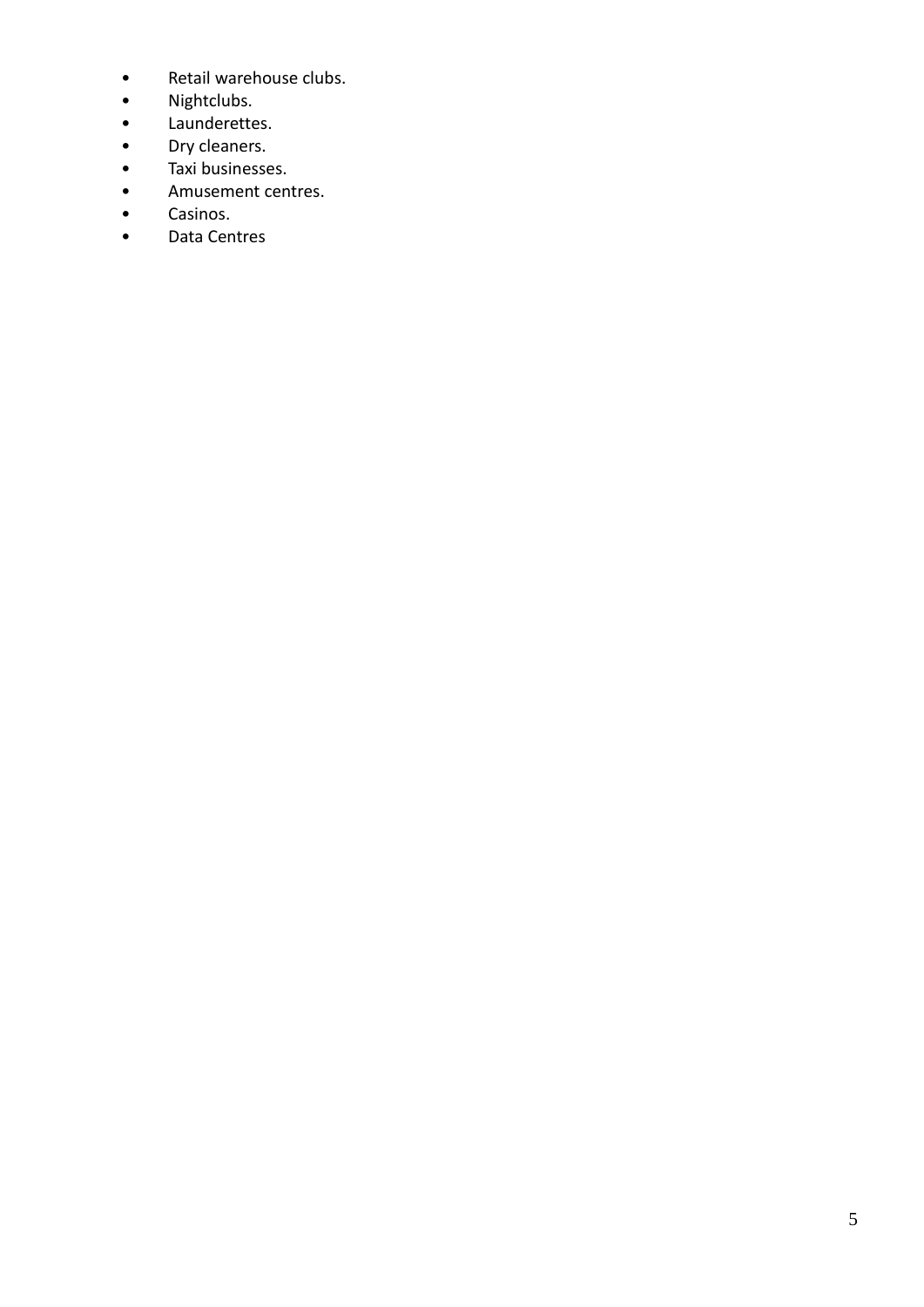- Retail warehouse clubs.
- Nightclubs.
- Launderettes.
- Dry cleaners.
- Taxi businesses.
- Amusement centres.
- Casinos.
- Data Centres